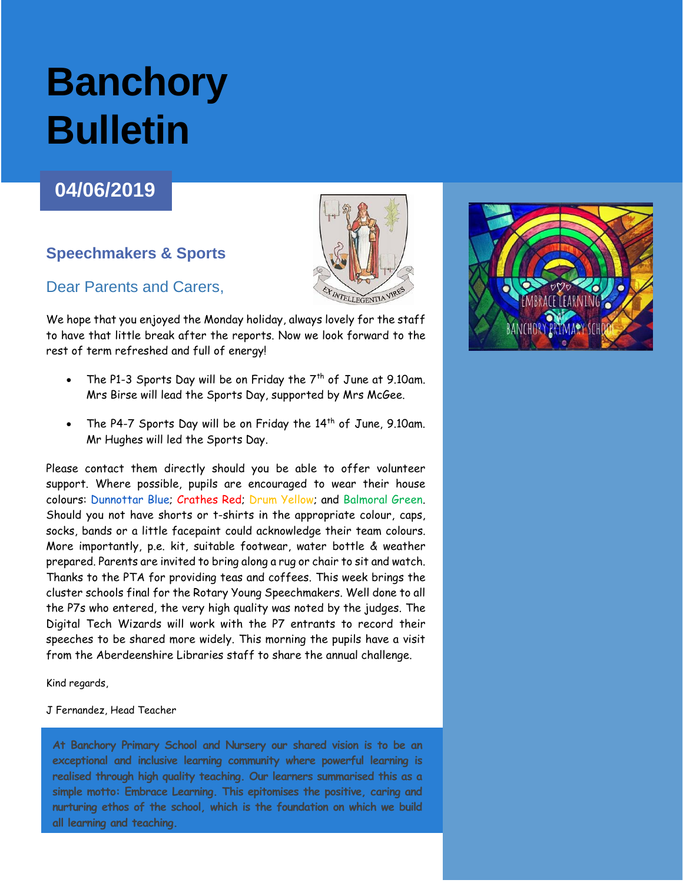# Banchory Bulletin

**04/06/2019**

## Speechmakers & Sports

### Dear Parents and Carers,

We hope that you enjoyed the Monday holiday, always lovely for the staff to have that little break after the reports. Now we look forward to the rest of term refreshed and full of energy!

- The P1-3 Sports Day will be on Friday the 7th of June at 9.10am. Mrs Birse will lead the Sports Day, supported by Mrs McGee.
- The P4-7 Sports Day will be on Friday the 14th of June, 9.10am. Mr Hughes will led the Sports Day.

Please contact them directly should you be able to offer volunteer support. Where possible, pupils are encouraged to wear their house colours: Dunnottar Blue; Crathes Red; Drum Yellow; and Balmoral Green. Should you not have shorts or t-shirts in the appropriate colour, caps, socks, bands or a little facepaint could acknowledge their team colours. More importantly, p.e. kit, suitable footwear, water bottle & weather prepared. Parents are invited to bring along a rug or chair to sit and watch. Thanks to the PTA for providing teas and coffees. This week brings the cluster schools final for the Rotary Young Speechmakers. Well done to all the P7s who entered, the very high quality was noted by the judges. The Digital Tech Wizards will work with the P7 entrants to record their speeches to be shared more widely. This morning the pupils have a visit from the Aberdeenshire Libraries staff to share the annual challenge.

Kind regards,

J Fernandez, Head Teacher

At Banchory Primary School and Nursery our shared vision is to be an exceptional and inclusive learning community where powerful learning is realised through high quality teaching. Our learners summarised this as a simple motto: Embrace Learning. This epitomises the positive, caring and nurturing ethos of the school, which is the foundation on which we build all learning and teaching.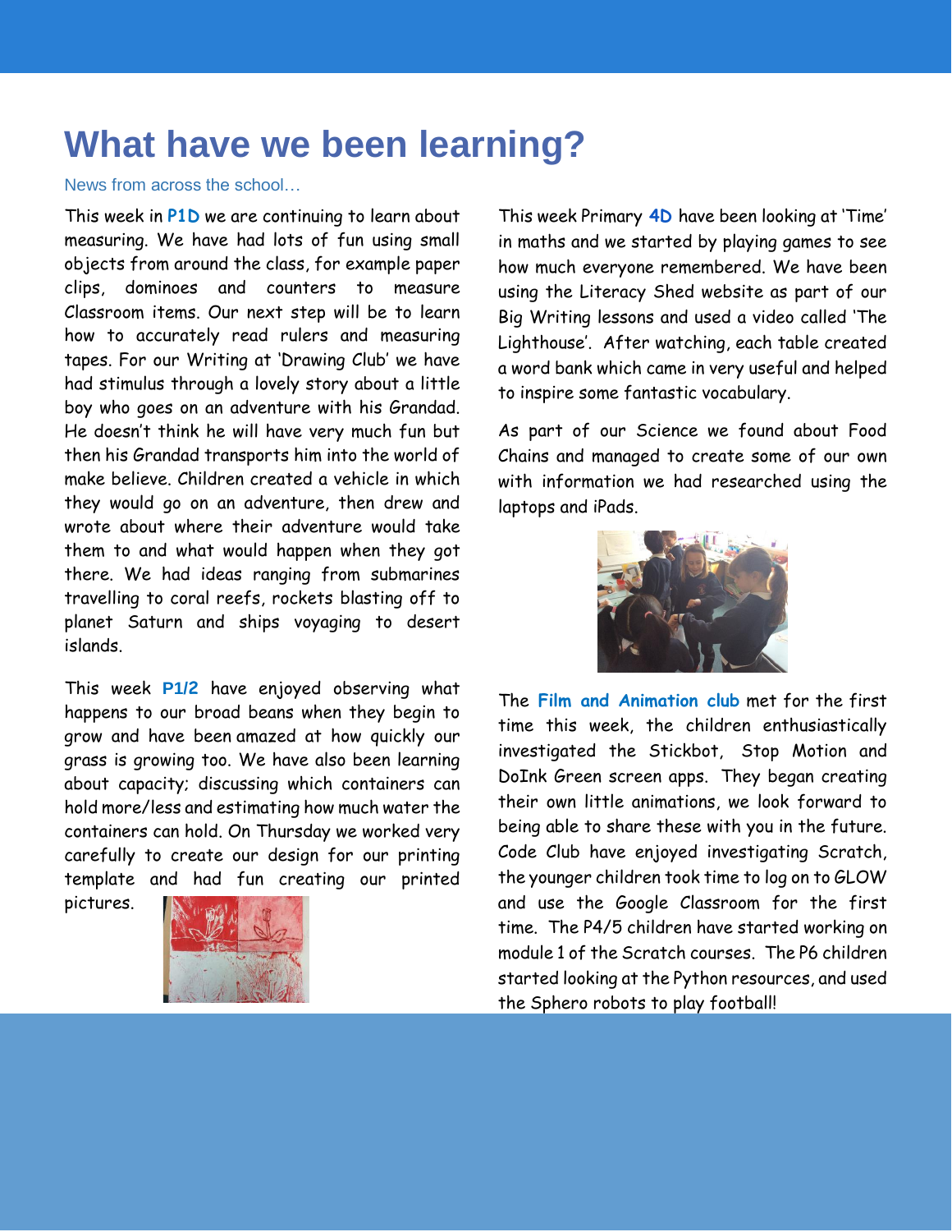# What have we been learning?

News from across the school…

This week in **P1D** we are continuing to learn about measuring. We have had lots of fun using small objects from around the class, for example paper clips, dominoes and counters to measure Classroom items. Our next step will be to learn how to accurately read rulers and measuring tapes. For our Writing at 'Drawing Club' we have had stimulus through a lovely story about a little boy who goes on an adventure with his Grandad. He doesn't think he will have very much fun but then his Grandad transports him into the world of make believe. Children created a vehicle in which they would go on an adventure, then drew and wrote about where their adventure would take them to and what would happen when they got there. We had ideas ranging from submarines travelling to coral reefs, rockets blasting off to planet Saturn and ships voyaging to desert islands.

This week **P1/2** have enjoyed observing what happens to our broad beans when they begin to grow and have been amazed at how quickly our grass is growing too. We have also been learning about capacity; discussing which containers can hold more/less and estimating how much water the containers can hold. On Thursday we worked very carefully to create our design for our printing template and had fun creating our printed pictures.

This week Primary **4D** have been looking at 'Time' in maths and we started by playing games to see how much everyone remembered. We have been using the Literacy Shed website as part of our Big Writing lessons and used a video called 'The Lighthouse'. After watching, each table created a word bank which came in very useful and helped to inspire some fantastic vocabulary.

As part of our Science we found about Food Chains and managed to create some of our own with information we had researched using the laptops and iPads.

The **Film and Animation club** met for the first time this week, the children enthusiastically investigated the Stickbot, Stop Motion and DoInk Green screen apps. They began creating their own little animations, we look forward to being able to share these with you in the future. Code Club have enjoyed investigating Scratch, the younger children took time to log on to GLOW and use the Google Classroom for the first time. The P4/5 children have started working on module 1 of the Scratch courses. The P6 children started looking at the Python resources, and used the Sphero robots to play football!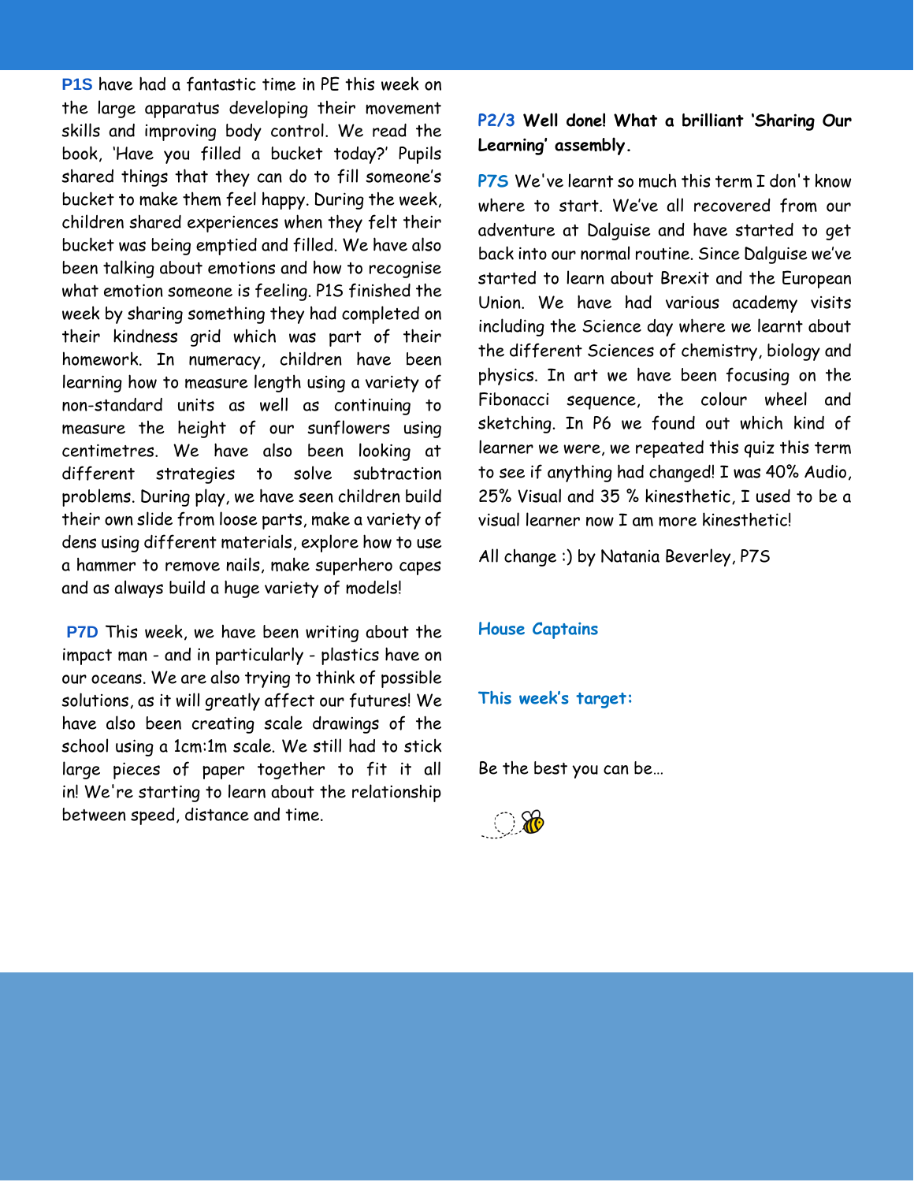**P1S** have had a fantastic time in PE this week on the large apparatus developing their movement skills and improving body control. We read the book, 'Have you filled a bucket today?' Pupils shared things that they can do to fill someone's bucket to make them feel happy. During the week, children shared experiences when they felt their bucket was being emptied and filled. We have also been talking about emotions and how to recognise what emotion someone is feeling. P1S finished the week by sharing something they had completed on their kindness grid which was part of their homework. In numeracy, children have been learning how to measure length using a variety of non-standard units as well as continuing to measure the height of our sunflowers using centimetres. We have also been looking at different strategies to solve subtraction problems. During play, we have seen children build their own slide from loose parts, make a variety of dens using different materials, explore how to use a hammer to remove nails, make superhero capes and as always build a huge variety of models!

**P7D** This week, we have been writing about the impact man - and in particularly - plastics have on our oceans. We are also trying to think of possible solutions, as it will greatly affect our futures! We have also been creating scale drawings of the school using a 1cm:1m scale. We still had to stick large pieces of paper together to fit it all in! We're starting to learn about the relationship between speed, distance and time.

**P2/3** **Well done! What a brilliant 'Sharing Our Learning' assembly.**

**P7S** We've learnt so much this term I don't know where to start. We've all recovered from our adventure at Dalguise and have started to get back into our normal routine. Since Dalguise we've started to learn about Brexit and the European Union. We have had various academy visits including the Science day where we learnt about the different Sciences of chemistry, biology and physics. In art we have been focusing on the Fibonacci sequence, the colour wheel and sketching. In P6 we found out which kind of learner we were, we repeated this quiz this term to see if anything had changed! I was 40% Audio, 25% Visual and 35 % kinesthetic, I used to be a visual learner now I am more kinesthetic!

All change :) by Natania Beverley, P7S

**House Captains**

**This week's target:**

Be the best you can be…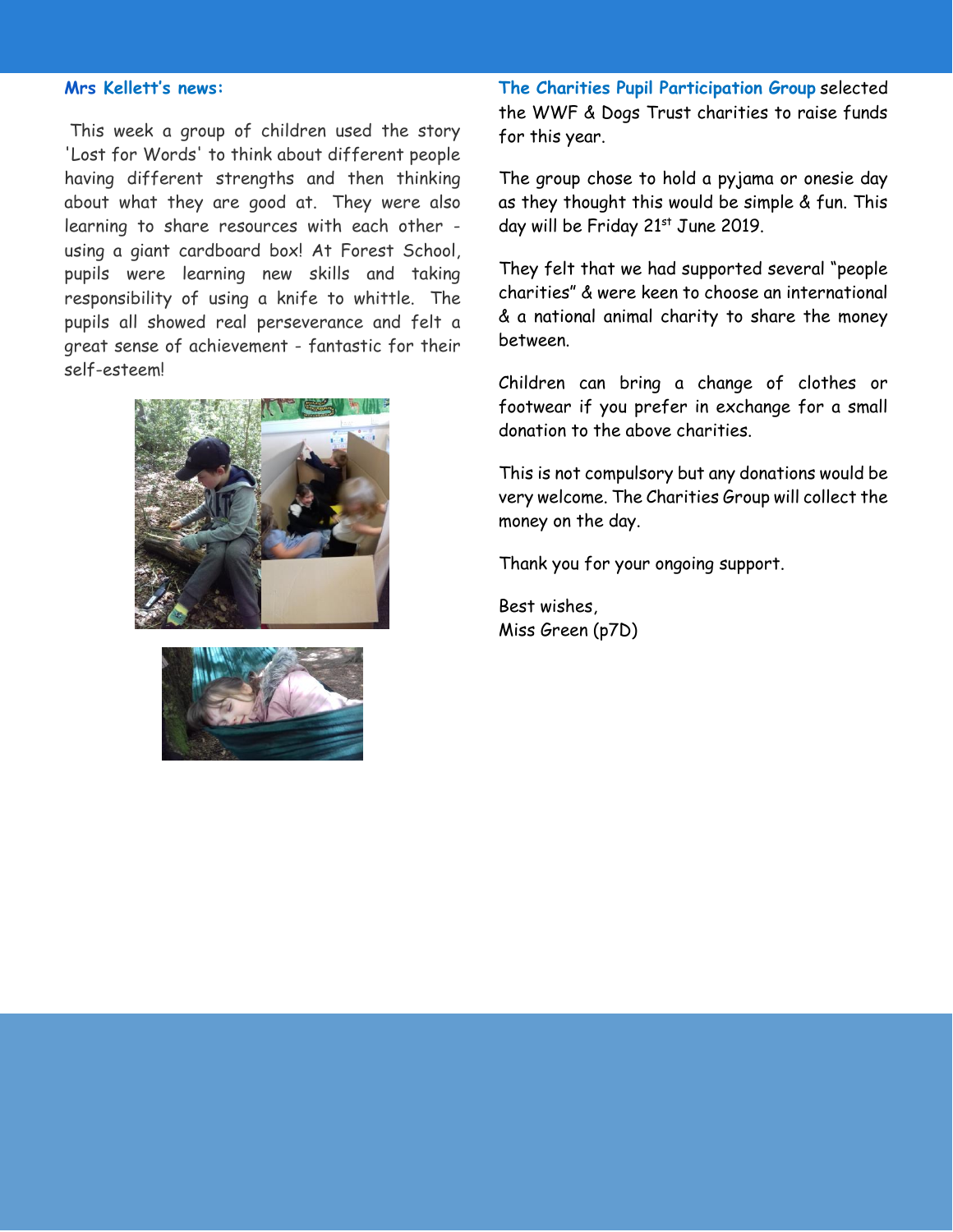**Mrs Kellett's news:**

This week a group of children used the story 'Lost for Words' to think about different people having different strengths and then thinking about what they are good at. They were also learning to share resources with each other - using a giant cardboard box! At Forest School, pupils were learning new skills and taking responsibility of using a knife to whittle. The pupils all showed real perseverance and felt a great sense of achievement - fantastic for their self-esteem!

**The Charities Pupil Participation Group** selected the WWF & Dogs Trust charities to raise funds for this year.

The group chose to hold a pyjama or onesie day as they thought this would be simple & fun. This day will be Friday 21st June 2019.

They felt that we had supported several "people charities" & were keen to choose an international & a national animal charity to share the money between.

Children can bring a change of clothes or footwear if you prefer in exchange for a small donation to the above charities.

This is not compulsory but any donations would be very welcome. The Charities Group will collect the money on the day.

Thank you for your ongoing support.

Best wishes,
Miss Green (p7D)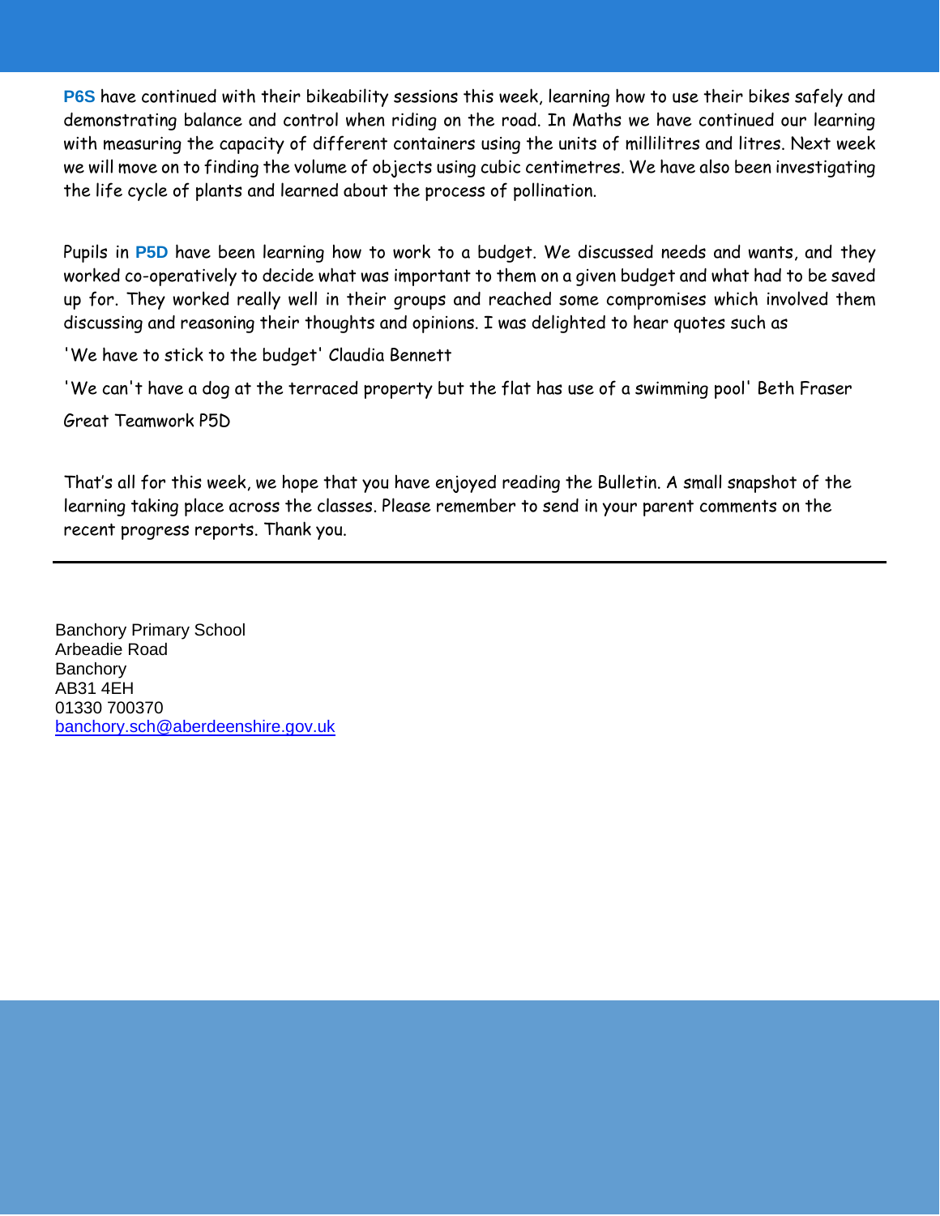**P6S** have continued with their bikeability sessions this week, learning how to use their bikes safely and demonstrating balance and control when riding on the road. In Maths we have continued our learning with measuring the capacity of different containers using the units of millilitres and litres. Next week we will move on to finding the volume of objects using cubic centimetres. We have also been investigating the life cycle of plants and learned about the process of pollination.

Pupils in **P5D** have been learning how to work to a budget. We discussed needs and wants, and they worked co-operatively to decide what was important to them on a given budget and what had to be saved up for. They worked really well in their groups and reached some compromises which involved them discussing and reasoning their thoughts and opinions. I was delighted to hear quotes such as

'We have to stick to the budget' Claudia Bennett

'We can't have a dog at the terraced property but the flat has use of a swimming pool' Beth Fraser

Great Teamwork P5D

That's all for this week, we hope that you have enjoyed reading the Bulletin. A small snapshot of the learning taking place across the classes. Please remember to send in your parent comments on the recent progress reports. Thank you.

---

Banchory Primary School
Arbeadie Road
Banchory
AB31 4EH
01330 700370
banchory.sch@aberdeenshire.gov.uk